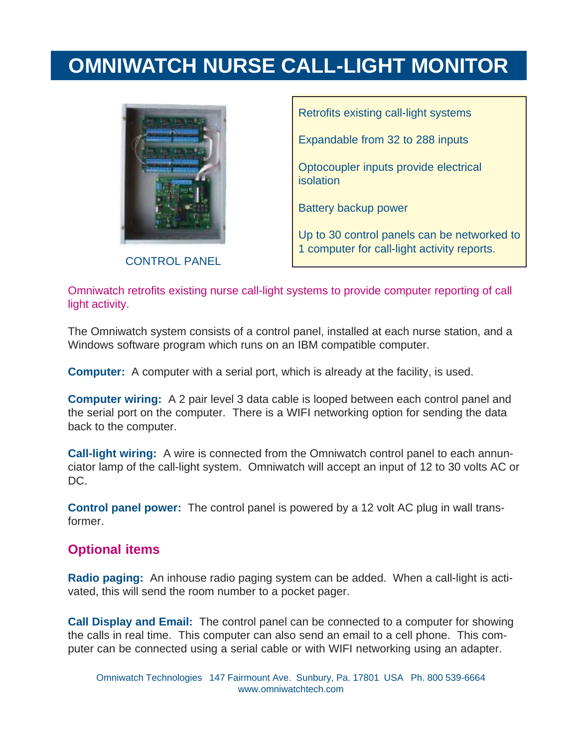# OMNIWATCH NURSE CALL-LIGHT MONITOR

CONTROL PANEL

- Retrofits existing call-light systems
- Expandable from 32 to 288 inputs
- Optocoupler inputs provide electrical isolation
- Battery backup power
- Up to 30 control panels can be networked to 1 computer for call-light activity reports.

Omniwatch retrofits existing nurse call-light systems to provide computer reporting of call light activity.

The Omniwatch system consists of a control panel, installed at each nurse station, and a Windows software program which runs on an IBM compatible computer.

**Computer:** A computer with a serial port, which is already at the facility, is used.

**Computer wiring:** A 2 pair level 3 data cable is looped between each control panel and the serial port on the computer. There is a WIFI networking option for sending the data back to the computer.

**Call-light wiring:** A wire is connected from the Omniwatch control panel to each annunciator lamp of the call-light system. Omniwatch will accept an input of 12 to 30 volts AC or DC.

**Control panel power:** The control panel is powered by a 12 volt AC plug in wall transformer.

## Optional items

**Radio paging:** An inhouse radio paging system can be added. When a call-light is activated, this will send the room number to a pocket pager.

**Call Display and Email:** The control panel can be connected to a computer for showing the calls in real time. This computer can also send an email to a cell phone. This computer can be connected using a serial cable or with WIFI networking using an adapter.

Omniwatch Technologies 147 Fairmount Ave. Sunbury, Pa. 17801 USA Ph. 800 539-6664
www.omniwatchtech.com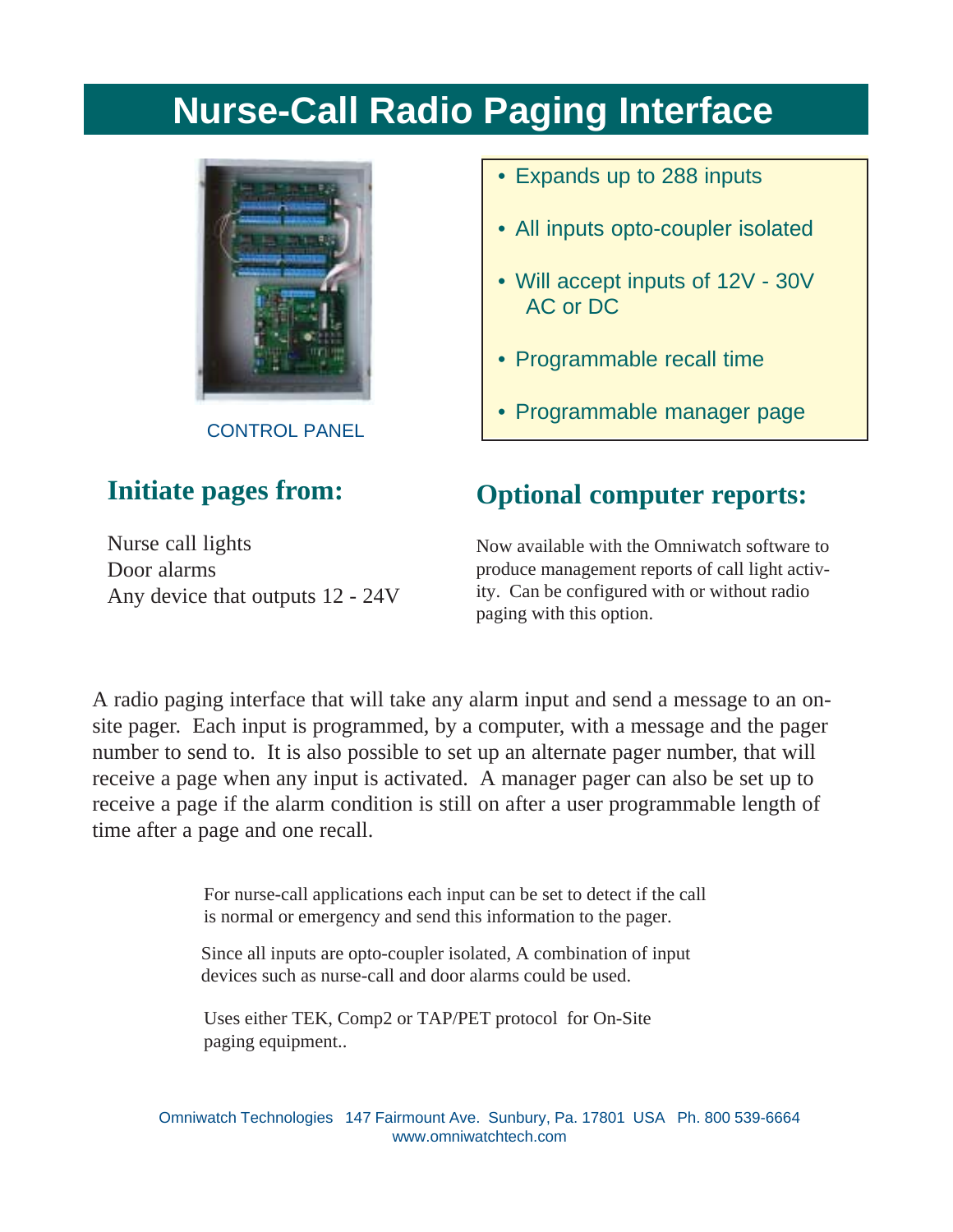# Nurse-Call Radio Paging Interface

CONTROL PANEL

- Expands up to 288 inputs
- All inputs opto-coupler isolated
- Will accept inputs of 12V - 30V AC or DC
- Programmable recall time
- Programmable manager page

## Initiate pages from:

Nurse call lights
Door alarms
Any device that outputs 12 - 24V

## Optional computer reports:

Now available with the Omniwatch software to produce management reports of call light activity. Can be configured with or without radio paging with this option.

A radio paging interface that will take any alarm input and send a message to an on-site pager. Each input is programmed, by a computer, with a message and the pager number to send to. It is also possible to set up an alternate pager number, that will receive a page when any input is activated. A manager pager can also be set up to receive a page if the alarm condition is still on after a user programmable length of time after a page and one recall.

For nurse-call applications each input can be set to detect if the call is normal or emergency and send this information to the pager.

Since all inputs are opto-coupler isolated, A combination of input devices such as nurse-call and door alarms could be used.

Uses either TEK, Comp2 or TAP/PET protocol for On-Site paging equipment..

Omniwatch Technologies 147 Fairmount Ave. Sunbury, Pa. 17801 USA Ph. 800 539-6664
www.omniwatchtech.com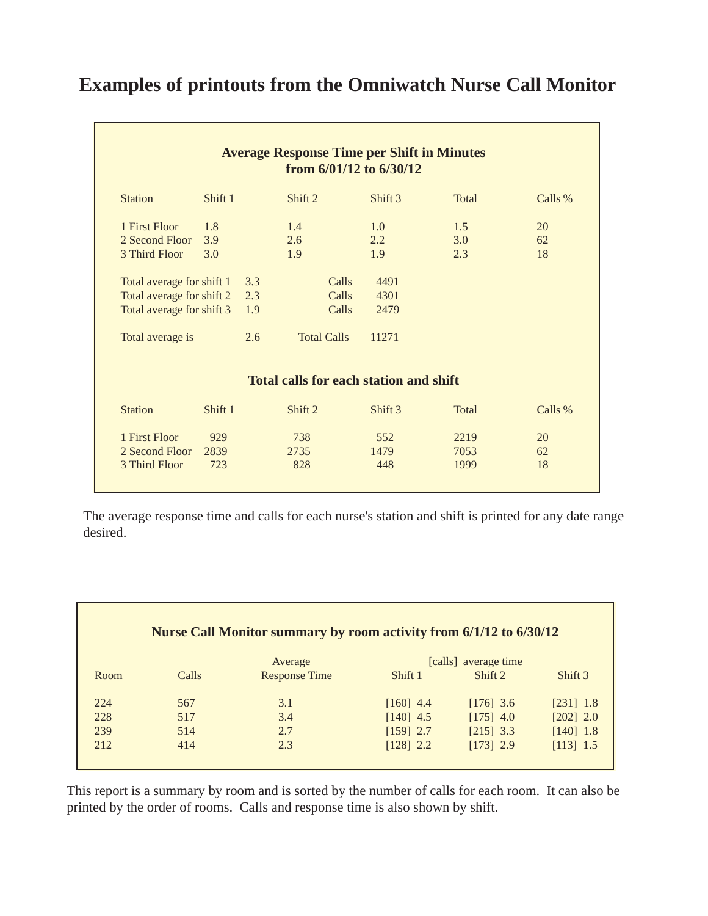# Examples of printouts from the Omniwatch Nurse Call Monitor

**Average Response Time per Shift in Minutes from 6/01/12 to 6/30/12**

| Station | Shift 1 | Shift 2 | Shift 3 | Total | Calls % |
|---|---|---|---|---|---|
| 1 First Floor | 1.8 | 1.4 | 1.0 | 1.5 | 20 |
| 2 Second Floor | 3.9 | 2.6 | 2.2 | 3.0 | 62 |
| 3 Third Floor | 3.0 | 1.9 | 1.9 | 2.3 | 18 |

| | | | |
|---|---|---|---|
| Total average for shift 1 | 3.3 | Calls | 4491 |
| Total average for shift 2 | 2.3 | Calls | 4301 |
| Total average for shift 3 | 1.9 | Calls | 2479 |
| Total average is | 2.6 | Total Calls | 11271 |

**Total calls for each station and shift**

| Station | Shift 1 | Shift 2 | Shift 3 | Total | Calls % |
|---|---|---|---|---|---|
| 1 First Floor | 929 | 738 | 552 | 2219 | 20 |
| 2 Second Floor | 2839 | 2735 | 1479 | 7053 | 62 |
| 3 Third Floor | 723 | 828 | 448 | 1999 | 18 |

The average response time and calls for each nurse's station and shift is printed for any date range desired.

**Nurse Call Monitor summary by room activity from 6/1/12 to 6/30/12**

| Room | Calls | Average Response Time | [calls] average time Shift 1 | Shift 2 | Shift 3 |
|---|---|---|---|---|---|
| 224 | 567 | 3.1 | [160] 4.4 | [176] 3.6 | [231] 1.8 |
| 228 | 517 | 3.4 | [140] 4.5 | [175] 4.0 | [202] 2.0 |
| 239 | 514 | 2.7 | [159] 2.7 | [215] 3.3 | [140] 1.8 |
| 212 | 414 | 2.3 | [128] 2.2 | [173] 2.9 | [113] 1.5 |

This report is a summary by room and is sorted by the number of calls for each room. It can also be printed by the order of rooms. Calls and response time is also shown by shift.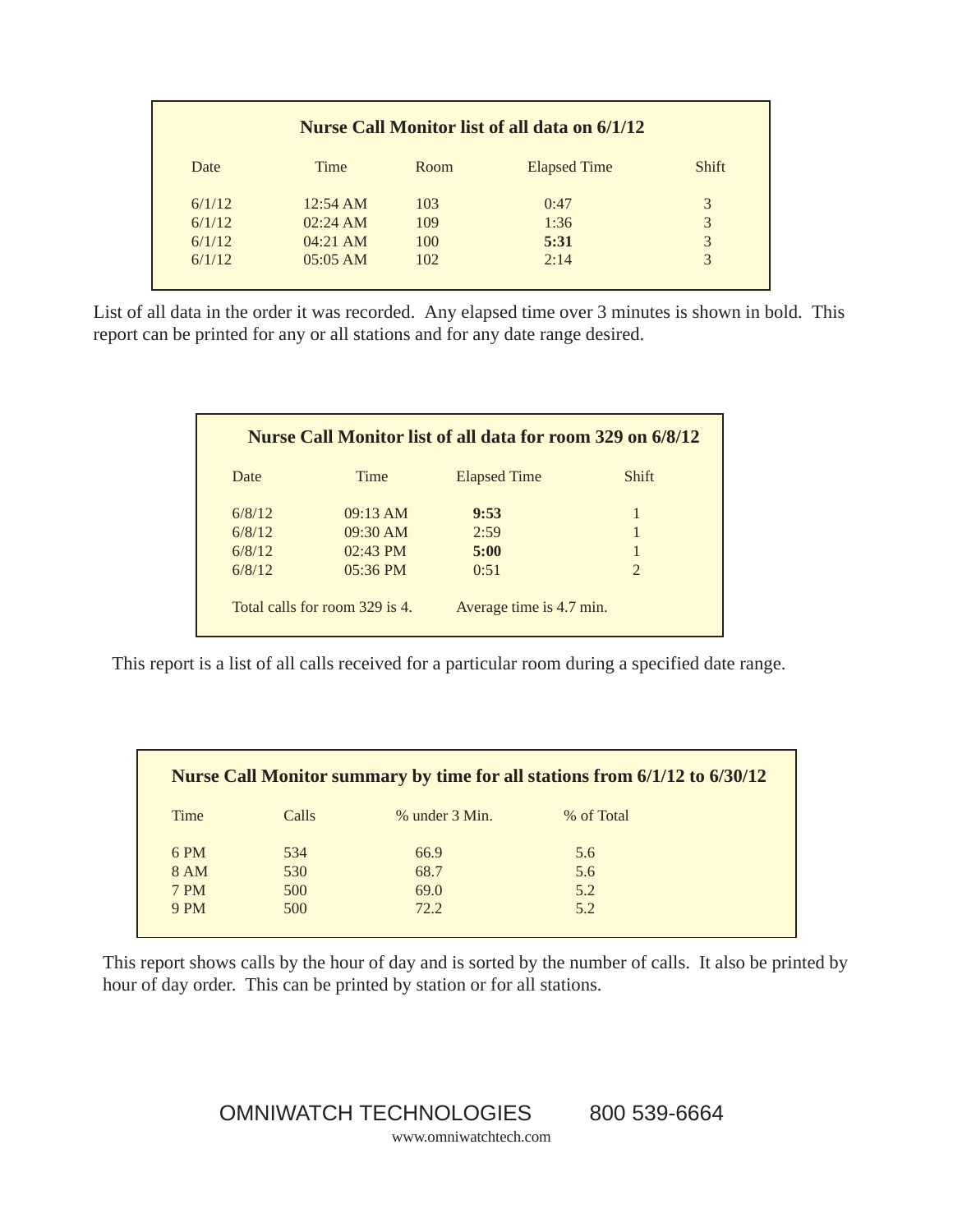**Nurse Call Monitor list of all data on 6/1/12**

| Date | Time | Room | Elapsed Time | Shift |
|---|---|---|---|---|
| 6/1/12 | 12:54 AM | 103 | 0:47 | 3 |
| 6/1/12 | 02:24 AM | 109 | 1:36 | 3 |
| 6/1/12 | 04:21 AM | 100 | **5:31** | 3 |
| 6/1/12 | 05:05 AM | 102 | 2:14 | 3 |

List of all data in the order it was recorded. Any elapsed time over 3 minutes is shown in bold. This report can be printed for any or all stations and for any date range desired.

**Nurse Call Monitor list of all data for room 329 on 6/8/12**

| Date | Time | Elapsed Time | Shift |
|---|---|---|---|
| 6/8/12 | 09:13 AM | **9:53** | 1 |
| 6/8/12 | 09:30 AM | 2:59 | 1 |
| 6/8/12 | 02:43 PM | **5:00** | 1 |
| 6/8/12 | 05:36 PM | 0:51 | 2 |

Total calls for room 329 is 4. Average time is 4.7 min.

This report is a list of all calls received for a particular room during a specified date range.

**Nurse Call Monitor summary by time for all stations from 6/1/12 to 6/30/12**

| Time | Calls | % under 3 Min. | % of Total |
|---|---|---|---|
| 6 PM | 534 | 66.9 | 5.6 |
| 8 AM | 530 | 68.7 | 5.6 |
| 7 PM | 500 | 69.0 | 5.2 |
| 9 PM | 500 | 72.2 | 5.2 |

This report shows calls by the hour of day and is sorted by the number of calls. It also be printed by hour of day order. This can be printed by station or for all stations.

OMNIWATCH TECHNOLOGIES 800 539-6664

www.omniwatchtech.com